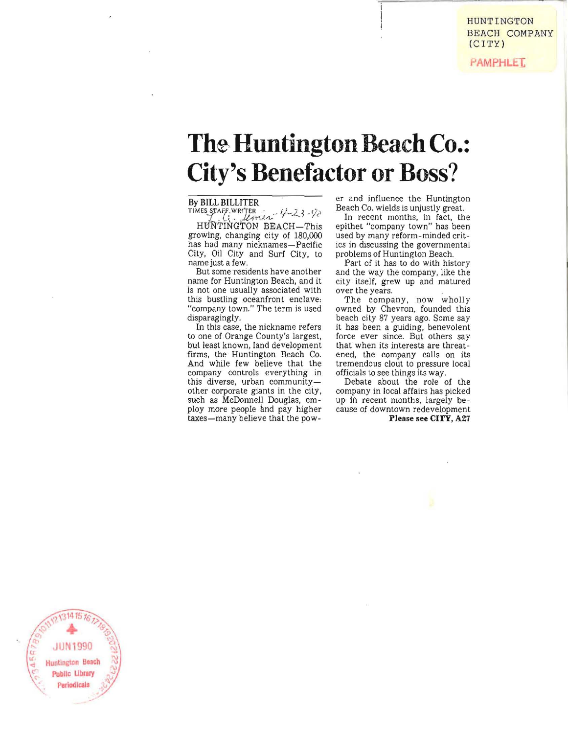HUNTINGTON BEACH COMPANY (CITY)

PAMPHLET

# The Huntington Beach Co.: City's Benefactor or Boss?

By BILL BILLITER
TIMES STAFF WRITER

L.A. Times 4-23-90

HUNTINGTON BEACH—This growing, changing city of 180,000 has had many nicknames—Pacific City, Oil City and Surf City, to name just a few.

But some residents have another name for Huntington Beach, and it is not one usually associated with this bustling oceanfront enclave: "company town." The term is used disparagingly.

In this case, the nickname refers to one of Orange County's largest, but least known, land development firms, the Huntington Beach Co. And while few believe that the company controls everything in this diverse, urban community—other corporate giants in the city, such as McDonnell Douglas, employ more people and pay higher taxes—many believe that the power and influence the Huntington Beach Co. wields is unjustly great.

In recent months, in fact, the epithet "company town" has been used by many reform-minded critics in discussing the governmental problems of Huntington Beach.

Part of it has to do with history and the way the company, like the city itself, grew up and matured over the years.

The company, now wholly owned by Chevron, founded this beach city 87 years ago. Some say it has been a guiding, benevolent force ever since. But others say that when its interests are threatened, the company calls on its tremendous clout to pressure local officials to see things its way.

Debate about the role of the company in local affairs has picked up in recent months, largely because of downtown redevelopment

**Please see CITY, A27**

JUN 1990
Huntington Beach Public Library Periodicals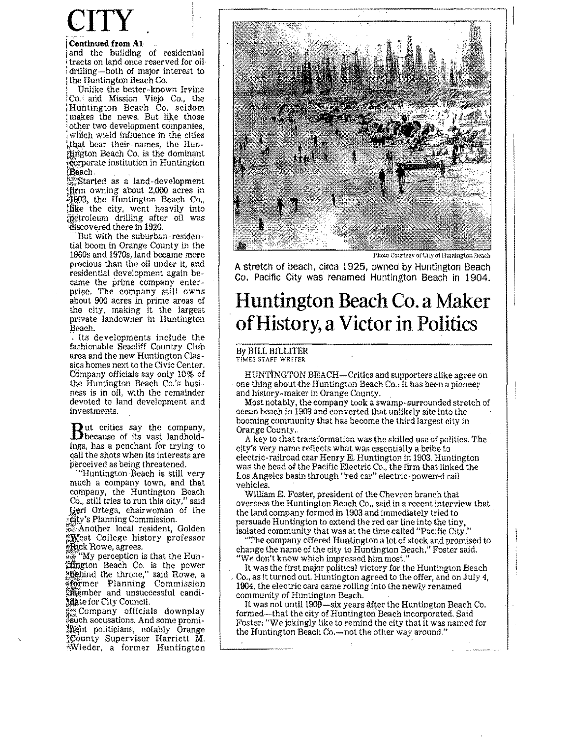# CITY

**Continued from A1**

and the building of residential tracts on land once reserved for oil drilling—both of major interest to the Huntington Beach Co.

Unlike the better-known Irvine Co. and Mission Viejo Co., the Huntington Beach Co. seldom makes the news. But like those other two development companies, which wield influence in the cities that bear their names, the Huntington Beach Co. is the dominant corporate institution in Huntington Beach.

Started as a land-development firm owning about 2,000 acres in 1903, the Huntington Beach Co., like the city, went heavily into petroleum drilling after oil was discovered there in 1920.

But with the suburban-residential boom in Orange County in the 1960s and 1970s, land became more precious than the oil under it, and residential development again became the prime company enterprise. The company still owns about 900 acres in prime areas of the city, making it the largest private landowner in Huntington Beach.

Its developments include the fashionable Seacliff Country Club area and the new Huntington Classics homes next to the Civic Center. Company officials say only 10% of the Huntington Beach Co.'s business is in oil, with the remainder devoted to land development and investments.

But critics say the company, because of its vast landholdings, has a penchant for trying to call the shots when its interests are perceived as being threatened.

"Huntington Beach is still very much a company town, and that company, the Huntington Beach Co., still tries to run this city," said Geri Ortega, chairwoman of the city's Planning Commission.

Another local resident, Golden West College history professor Rick Rowe, agrees.

"My perception is that the Huntington Beach Co. is the power behind the throne," said Rowe, a former Planning Commission member and unsuccessful candidate for City Council.

Company officials downplay such accusations. And some prominent politicians, notably Orange County Supervisor Harriett M. Wieder, a former Huntington

Photo Courtesy of City of Huntington Beach

A stretch of beach, circa 1925, owned by Huntington Beach Co. Pacific City was renamed Huntington Beach in 1904.

## Huntington Beach Co. a Maker of History, a Victor in Politics

By BILL BILLITER
TIMES STAFF WRITER

HUNTINGTON BEACH—Critics and supporters alike agree on one thing about the Huntington Beach Co.: It has been a pioneer and history-maker in Orange County.

Most notably, the company took a swamp-surrounded stretch of ocean beach in 1903 and converted that unlikely site into the booming community that has become the third largest city in Orange County.

A key to that transformation was the skilled use of politics. The city's very name reflects what was essentially a bribe to electric-railroad czar Henry E. Huntington in 1903. Huntington was the head of the Pacific Electric Co., the firm that linked the Los Angeles basin through "red car" electric-powered rail vehicles.

William E. Foster, president of the Chevron branch that oversees the Huntington Beach Co., said in a recent interview that the land company formed in 1903 and immediately tried to persuade Huntington to extend the red car line into the tiny, isolated community that was at the time called "Pacific City."

"The company offered Huntington a lot of stock and promised to change the name of the city to Huntington Beach," Foster said. "We don't know which impressed him most."

It was the first major political victory for the Huntington Beach Co., as it turned out. Huntington agreed to the offer, and on July 4, 1904, the electric cars came rolling into the newly renamed community of Huntington Beach.

It was not until 1909—six years after the Huntington Beach Co. formed—that the city of Huntington Beach incorporated. Said Foster: "We jokingly like to remind the city that it was named for the Huntington Beach Co.—not the other way around."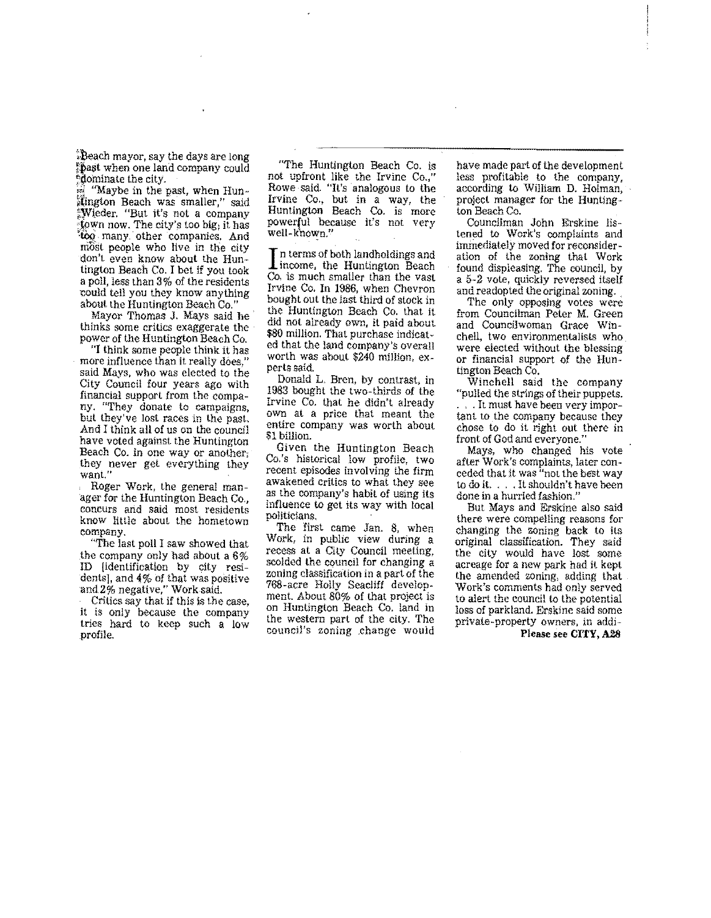Beach mayor, say the days are long past when one land company could dominate the city.

"Maybe in the past, when Huntington Beach was smaller," said Wieder. "But it's not a company town now. The city's too big; it has too many other companies. And most people who live in the city don't even know about the Huntington Beach Co. I bet if you took a poll, less than 3% of the residents could tell you they know anything about the Huntington Beach Co."

Mayor Thomas J. Mays said he thinks some critics exaggerate the power of the Huntington Beach Co.

"I think some people think it has more influence than it really does," said Mays, who was elected to the City Council four years ago with financial support from the company. "They donate to campaigns, but they've lost races in the past. And I think all of us on the council have voted against the Huntington Beach Co. in one way or another; they never get everything they want."

Roger Work, the general manager for the Huntington Beach Co., concurs and said most residents know little about the hometown company.

"The last poll I saw showed that the company only had about a 6% ID [identification by city residents], and 4% of that was positive and 2% negative," Work said.

Critics say that if this is the case, it is only because the company tries hard to keep such a low profile.

"The Huntington Beach Co. is not upfront like the Irvine Co.," Rowe said. "It's analogous to the Irvine Co., but in a way, the Huntington Beach Co. is more powerful because it's not very well-known."

In terms of both landholdings and income, the Huntington Beach Co. is much smaller than the vast Irvine Co. In 1986, when Chevron bought out the last third of stock in the Huntington Beach Co. that it did not already own, it paid about $80 million. That purchase indicated that the land company's overall worth was about $240 million, experts said.

Donald L. Bren, by contrast, in 1983 bought the two-thirds of the Irvine Co. that he didn't already own at a price that meant the entire company was worth about $1 billion.

Given the Huntington Beach Co.'s historical low profile, two recent episodes involving the firm awakened critics to what they see as the company's habit of using its influence to get its way with local politicians.

The first came Jan. 8, when Work, in public view during a recess at a City Council meeting, scolded the council for changing a zoning classification in a part of the 768-acre Holly Seacliff development. About 80% of that project is on Huntington Beach Co. land in the western part of the city. The council's zoning change would have made part of the development less profitable to the company, according to William D. Holman, project manager for the Huntington Beach Co.

Councilman John Erskine listened to Work's complaints and immediately moved for reconsideration of the zoning that Work found displeasing. The council, by a 5-2 vote, quickly reversed itself and readopted the original zoning.

The only opposing votes were from Councilman Peter M. Green and Councilwoman Grace Winchell, two environmentalists who were elected without the blessing or financial support of the Huntington Beach Co.

Winchell said the company "pulled the strings of their puppets. . . . It must have been very important to the company because they chose to do it right out there in front of God and everyone."

Mays, who changed his vote after Work's complaints, later conceded that it was "not the best way to do it. . . . It shouldn't have been done in a hurried fashion."

But Mays and Erskine also said there were compelling reasons for changing the zoning back to its original classification. They said the city would have lost some acreage for a new park had it kept the amended zoning, adding that Work's comments had only served to alert the council to the potential loss of parkland. Erskine said some private-property owners, in addi-

**Please see CITY, A28**